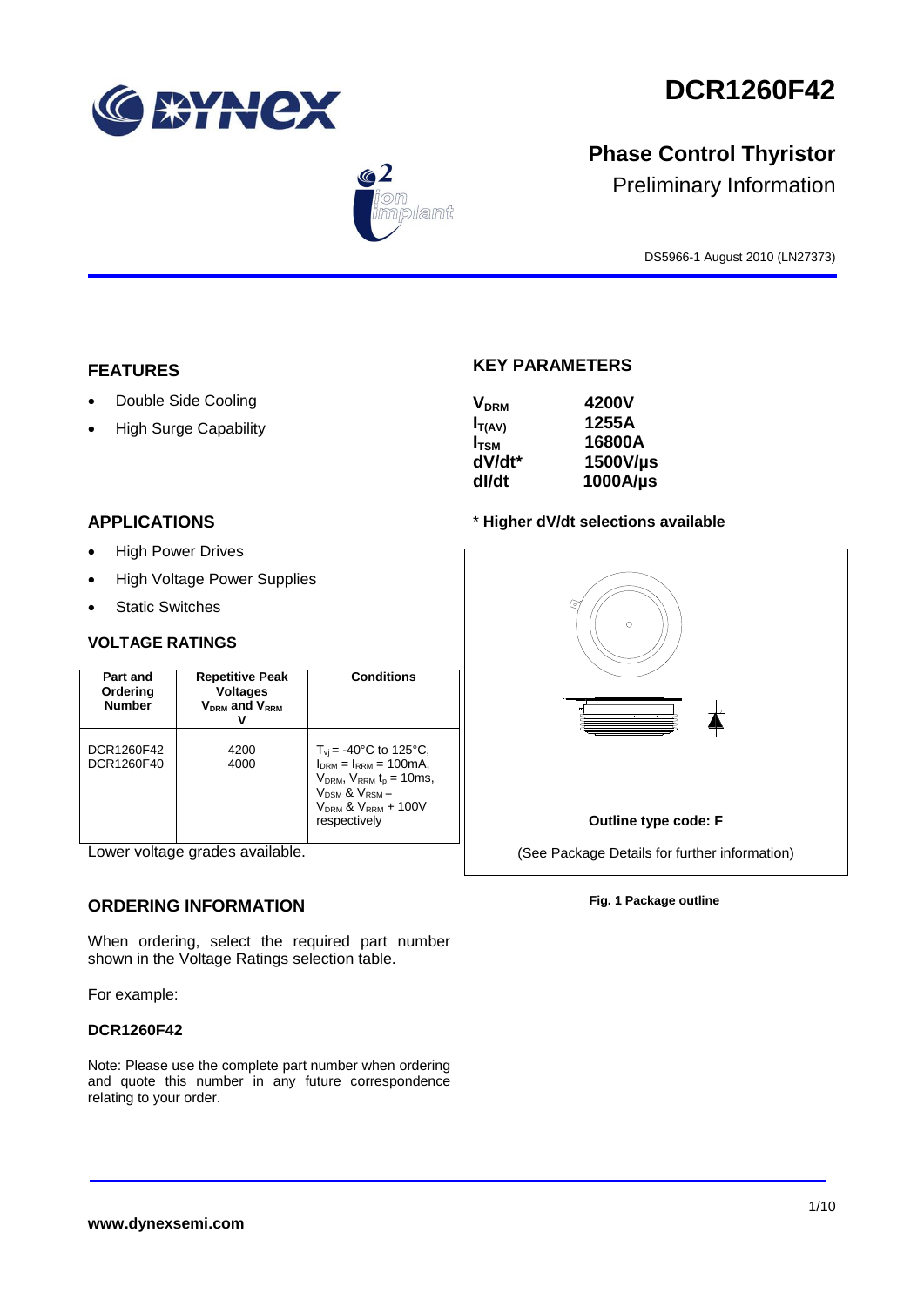# DCR1260F42

## Phase Control Thyristor

Preliminary Information

DS5966-1 August 2010 (LN27373)

## FEATURES

- Double Side Cooling
- High Surge Capability

## APPLICATIONS

- High Power Drives
- High Voltage Power Supplies
- Static Switches

## KEY PARAMETERS

| | |
|---|---|
| $V_{DRM}$ | 4200V |
| $I_{T(AV)}$ | 1255A |
| $I_{TSM}$ | 16800A |
| dV/dt* | 1500V/µs |
| dI/dt | 1000A/µs |

* **Higher dV/dt selections available**

## VOLTAGE RATINGS

| Part and Ordering Number | Repetitive Peak Voltages $V_{DRM}$ and $V_{RRM}$ V | Conditions |
|---|---|---|
| DCR1260F42<br>DCR1260F40 | 4200<br>4000 | $T_{vj}$ = -40°C to 125°C, $I_{DRM}$ = $I_{RRM}$ = 100mA, $V_{DRM}$, $V_{RRM}$ $t_p$ = 10ms, $V_{DSM}$ & $V_{RSM}$ = $V_{DRM}$ & $V_{RRM}$ + 100V respectively |

Lower voltage grades available.

**Outline type code: F**

(See Package Details for further information)

**Fig. 1 Package outline**

## ORDERING INFORMATION

When ordering, select the required part number shown in the Voltage Ratings selection table.

For example:

**DCR1260F42**

Note: Please use the complete part number when ordering and quote this number in any future correspondence relating to your order.

**www.dynexsemi.com**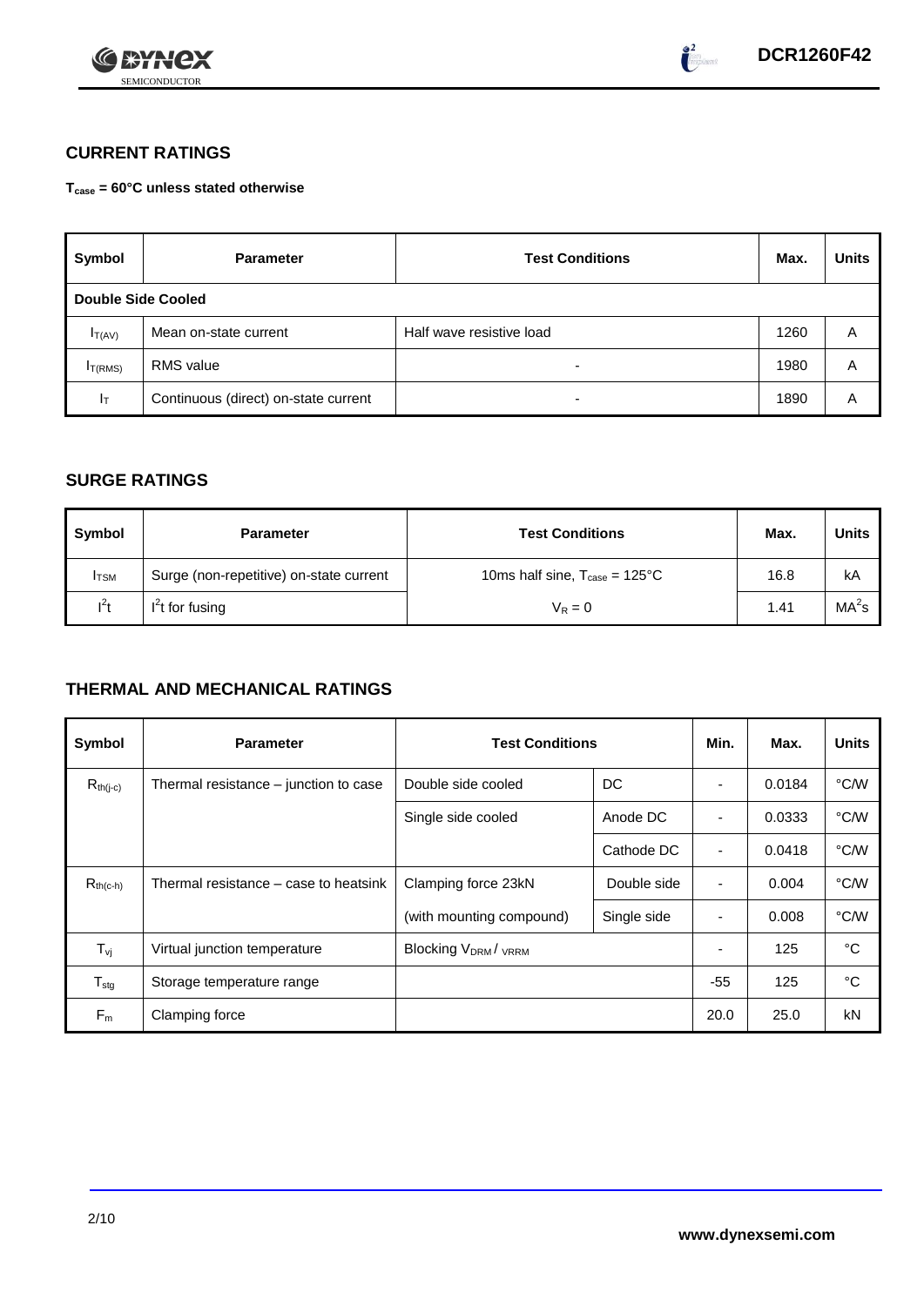## CURRENT RATINGS

**$T_{case}$ = 60°C unless stated otherwise**

| Symbol | Parameter | Test Conditions | Max. | Units |
|---|---|---|---|---|
| **Double Side Cooled** | | | | |
| $I_{T(AV)}$ | Mean on-state current | Half wave resistive load | 1260 | A |
| $I_{T(RMS)}$ | RMS value | - | 1980 | A |
| $I_T$ | Continuous (direct) on-state current | - | 1890 | A |

## SURGE RATINGS

| Symbol | Parameter | Test Conditions | Max. | Units |
|---|---|---|---|---|
| $I_{TSM}$ | Surge (non-repetitive) on-state current | 10ms half sine, $T_{case}$ = 125°C | 16.8 | kA |
| $I^2t$ | $I^2t$ for fusing | $V_R = 0$ | 1.41 | $MA^2s$ |

## THERMAL AND MECHANICAL RATINGS

| Symbol | Parameter | Test Conditions | | Min. | Max. | Units |
|---|---|---|---|---|---|---|
| $R_{th(j-c)}$ | Thermal resistance – junction to case | Double side cooled | DC | - | 0.0184 | °C/W |
| | | Single side cooled | Anode DC | - | 0.0333 | °C/W |
| | | | Cathode DC | - | 0.0418 | °C/W |
| $R_{th(c-h)}$ | Thermal resistance – case to heatsink | Clamping force 23kN | Double side | - | 0.004 | °C/W |
| | | (with mounting compound) | Single side | - | 0.008 | °C/W |
| $T_{vj}$ | Virtual junction temperature | Blocking $V_{DRM}$ / $V_{RRM}$ | | - | 125 | °C |
| $T_{stg}$ | Storage temperature range | | | -55 | 125 | °C |
| $F_m$ | Clamping force | | | 20.0 | 25.0 | kN |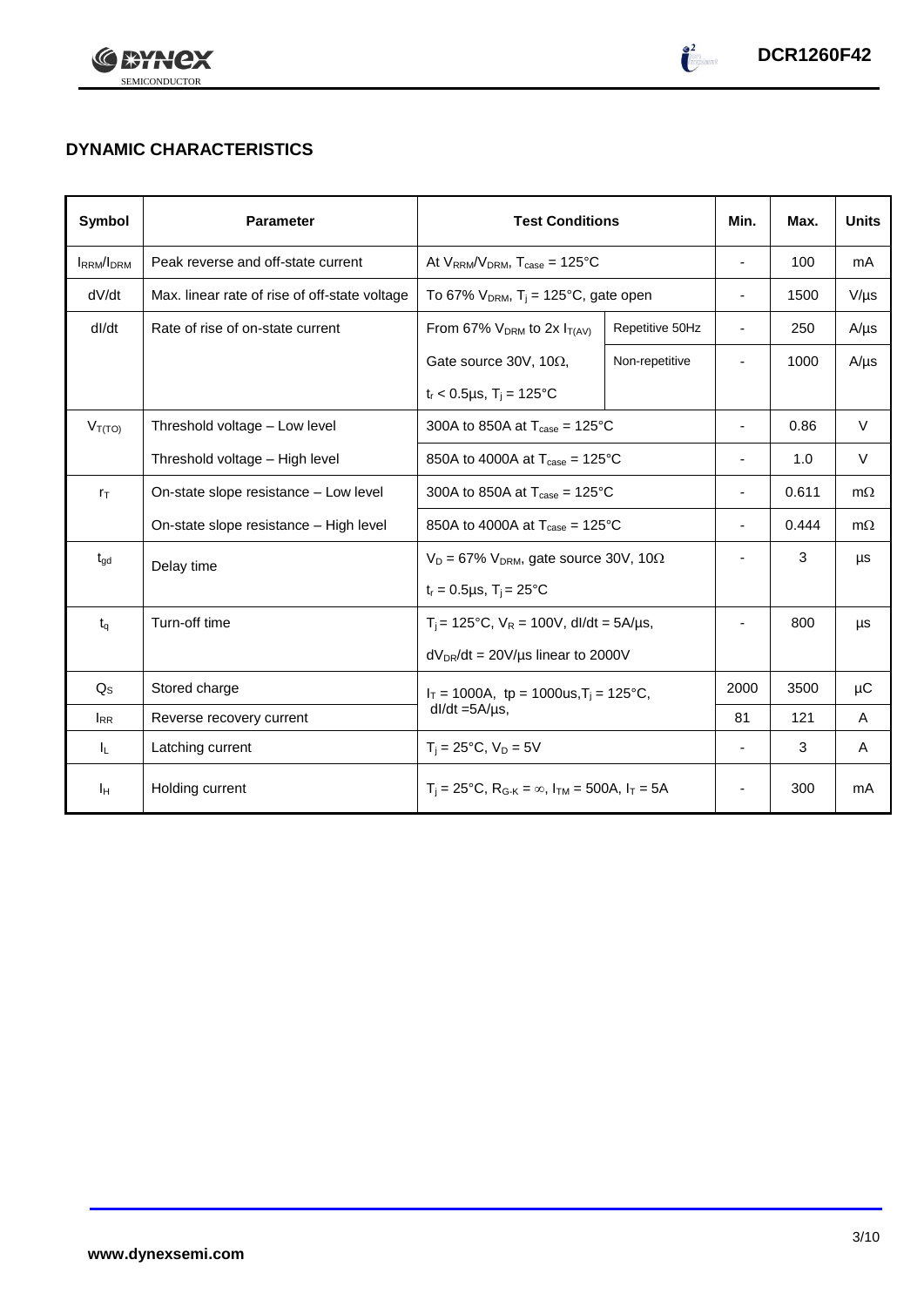## DYNAMIC CHARACTERISTICS

| Symbol | Parameter | Test Conditions | | Min. | Max. | Units |
|---|---|---|---|---|---|---|
| $I_{RRM}/I_{DRM}$ | Peak reverse and off-state current | At $V_{RRM}/V_{DRM}$, $T_{case}$ = 125°C | | - | 100 | mA |
| dV/dt | Max. linear rate of rise of off-state voltage | To 67% $V_{DRM}$, $T_j$ = 125°C, gate open | | - | 1500 | V/µs |
| dI/dt | Rate of rise of on-state current | From 67% $V_{DRM}$ to 2x $I_{T(AV)}$ | Repetitive 50Hz | - | 250 | A/µs |
| | | Gate source 30V, 10Ω, | Non-repetitive | - | 1000 | A/µs |
| | | $t_r$ < 0.5µs, $T_j$ = 125°C | | | | |
| $V_{T(TO)}$ | Threshold voltage – Low level | 300A to 850A at $T_{case}$ = 125°C | | - | 0.86 | V |
| | Threshold voltage – High level | 850A to 4000A at $T_{case}$ = 125°C | | - | 1.0 | V |
| $r_T$ | On-state slope resistance – Low level | 300A to 850A at $T_{case}$ = 125°C | | - | 0.611 | mΩ |
| | On-state slope resistance – High level | 850A to 4000A at $T_{case}$ = 125°C | | - | 0.444 | mΩ |
| $t_{gd}$ | Delay time | $V_D$ = 67% $V_{DRM}$, gate source 30V, 10Ω | | - | 3 | µs |
| | | $t_r$ = 0.5µs, $T_j$ = 25°C | | | | |
| $t_q$ | Turn-off time | $T_j$ = 125°C, $V_R$ = 100V, dI/dt = 5A/µs, | | - | 800 | µs |
| | | $dV_{DR}/dt$ = 20V/µs linear to 2000V | | | | |
| $Q_S$ | Stored charge | $I_T$ = 1000A, tp = 1000us, $T_j$ = 125°C, dI/dt =5A/µs, | | 2000 | 3500 | µC |
| $I_{RR}$ | Reverse recovery current | | | 81 | 121 | A |
| $I_L$ | Latching current | $T_j$ = 25°C, $V_D$ = 5V | | - | 3 | A |
| $I_H$ | Holding current | $T_j$ = 25°C, $R_{G-K}$ = ∞, $I_{TM}$ = 500A, $I_T$ = 5A | | - | 300 | mA |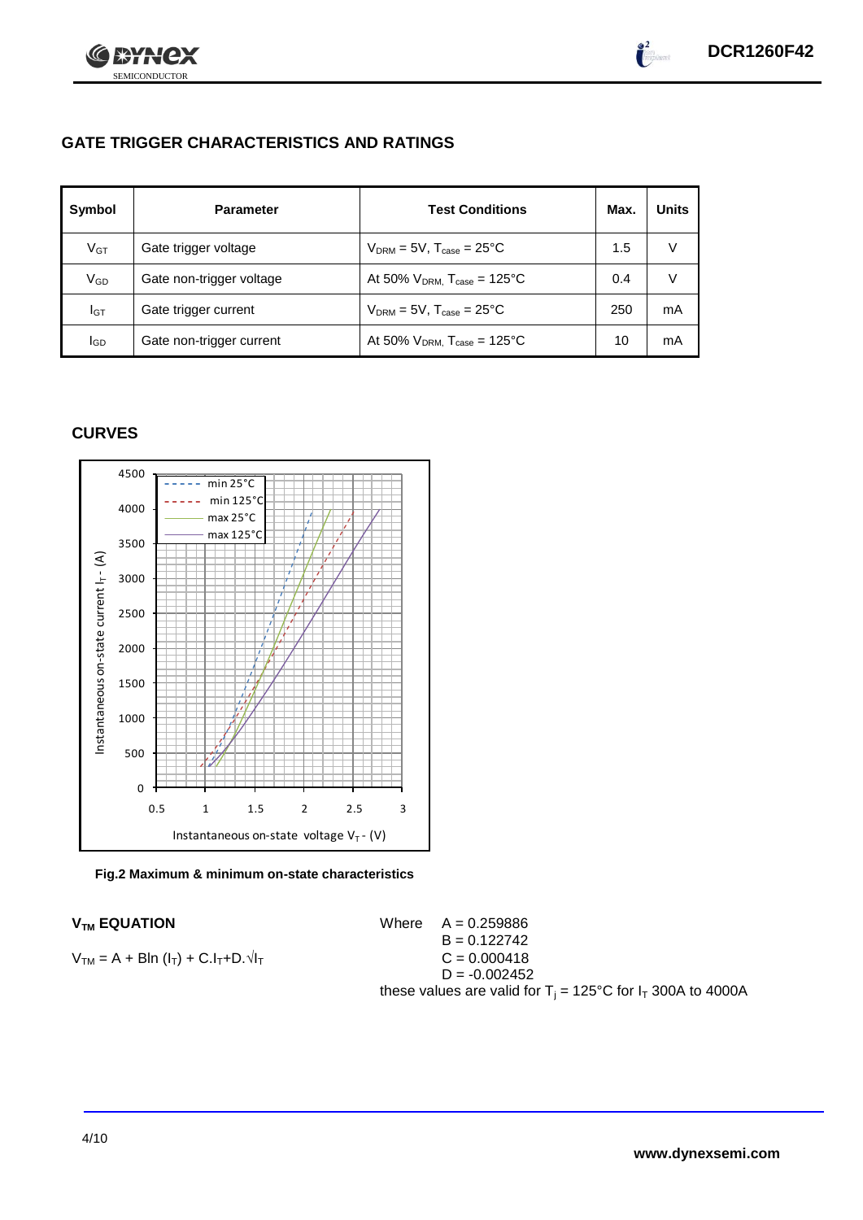## GATE TRIGGER CHARACTERISTICS AND RATINGS

| Symbol | Parameter | Test Conditions | Max. | Units |
|---|---|---|---|---|
| $V_{GT}$ | Gate trigger voltage | $V_{DRM}$ = 5V, $T_{case}$ = 25°C | 1.5 | V |
| $V_{GD}$ | Gate non-trigger voltage | At 50% $V_{DRM}$, $T_{case}$ = 125°C | 0.4 | V |
| $I_{GT}$ | Gate trigger current | $V_{DRM}$ = 5V, $T_{case}$ = 25°C | 250 | mA |
| $I_{GD}$ | Gate non-trigger current | At 50% $V_{DRM}$, $T_{case}$ = 125°C | 10 | mA |

## CURVES

**Fig.2 Maximum & minimum on-state characteristics**

### $V_{TM}$ EQUATION

$$V_{TM} = A + B\ln(I_T) + C.I_T + D.\sqrt{I_T}$$

Where
A = 0.259886
B = 0.122742
C = 0.000418
D = -0.002452

these values are valid for $T_j$ = 125°C for $I_T$ 300A to 4000A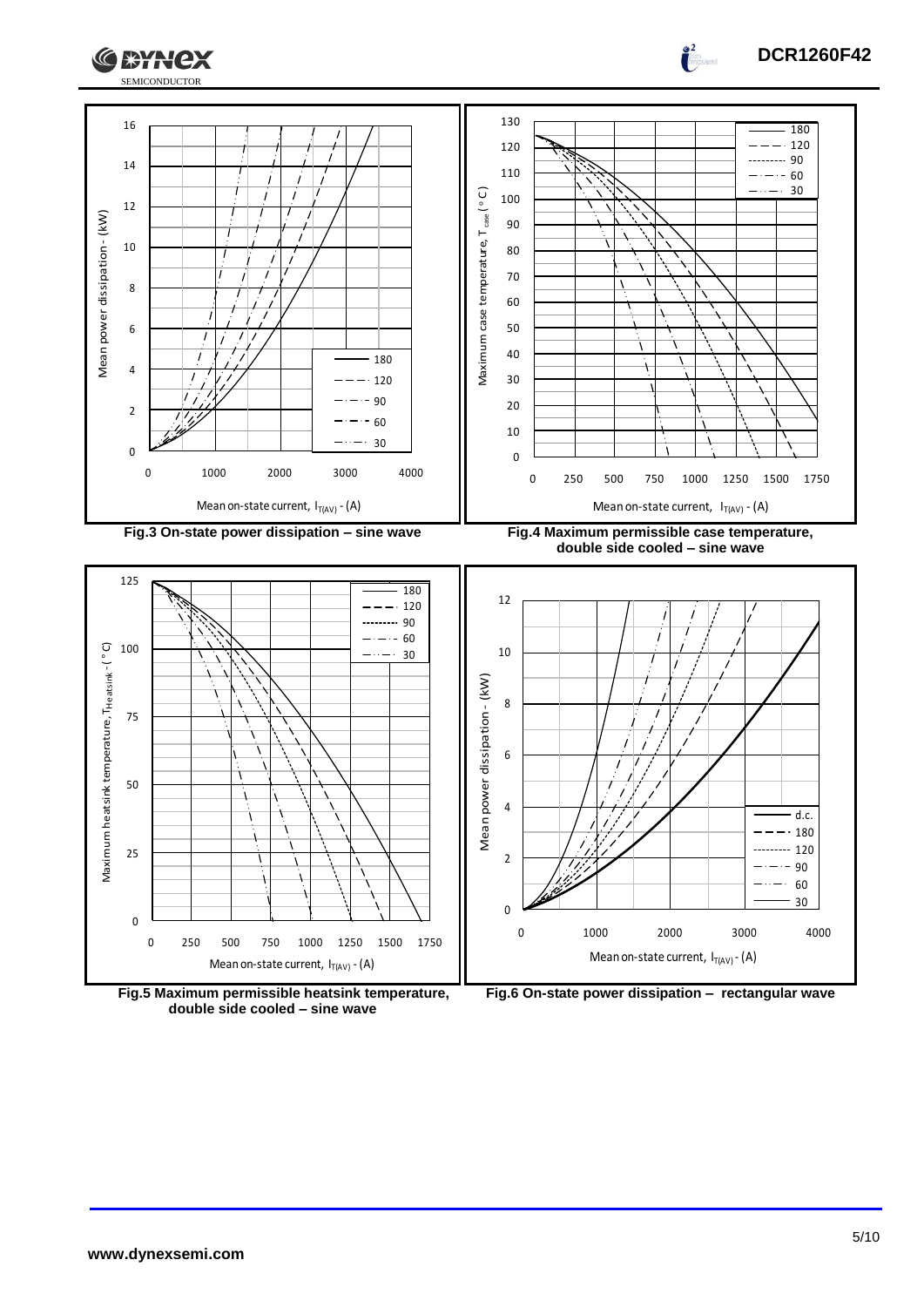Fig.3 On-state power dissipation – sine wave

Fig.4 Maximum permissible case temperature, double side cooled – sine wave

Fig.5 Maximum permissible heatsink temperature, double side cooled – sine wave

Fig.6 On-state power dissipation – rectangular wave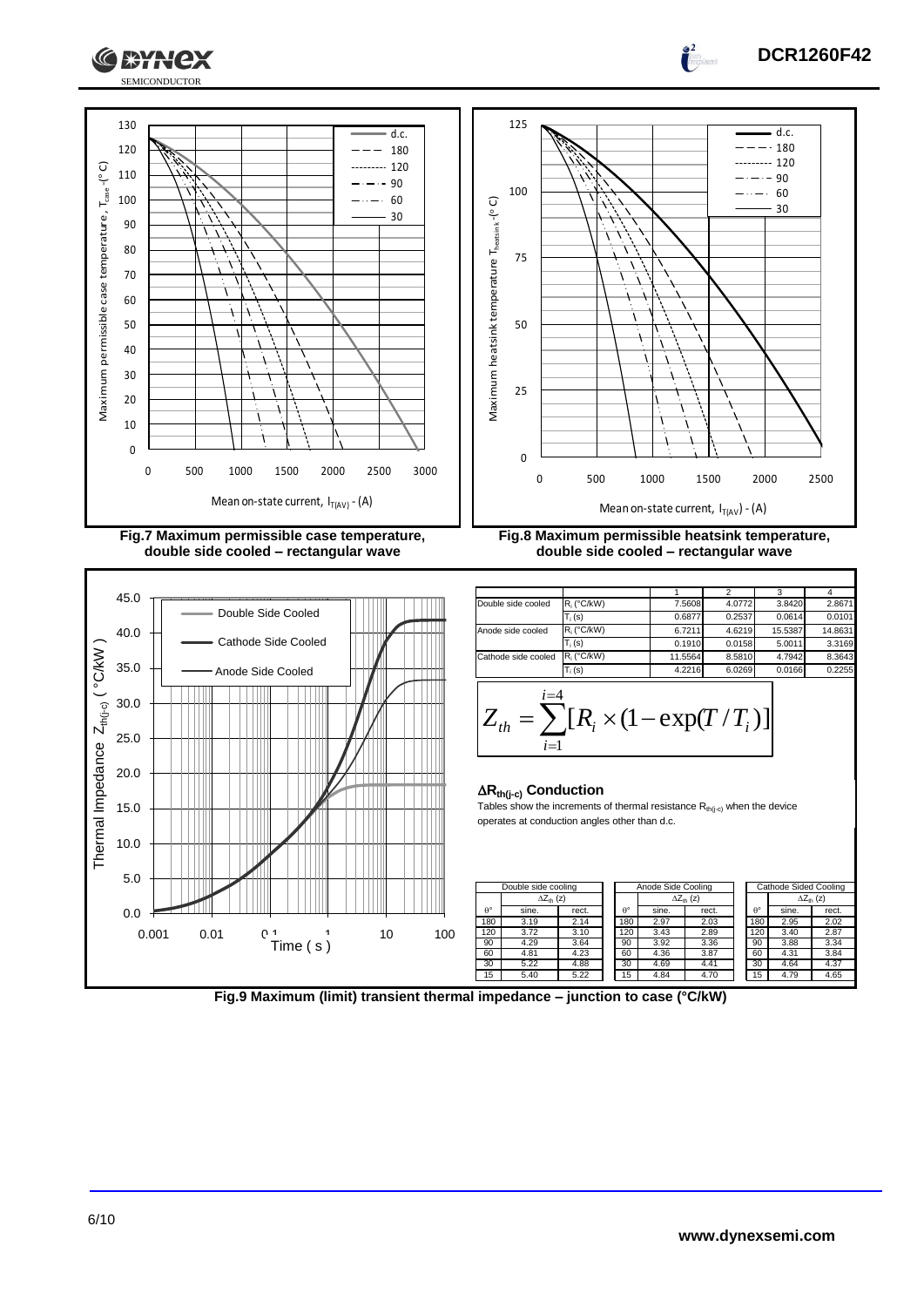Fig.7 Maximum permissible case temperature, double side cooled – rectangular wave

Fig.8 Maximum permissible heatsink temperature, double side cooled – rectangular wave

| | | 1 | 2 | 3 | 4 |
|---|---|---|---|---|---|
| Double side cooled | $R_i$ (°C/kW) | 7.5608 | 4.0772 | 3.8420 | 2.8671 |
| | $T_i$ (s) | 0.6877 | 0.2537 | 0.0614 | 0.0101 |
| Anode side cooled | $R_i$ (°C/kW) | 6.7211 | 4.6219 | 15.5387 | 14.8631 |
| | $T_i$ (s) | 0.1910 | 0.0158 | 5.0011 | 3.3169 |
| Cathode side cooled | $R_i$ (°C/kW) | 11.5564 | 8.5810 | 4.7942 | 8.3643 |
| | $T_i$ (s) | 4.2216 | 6.0269 | 0.0166 | 0.2255 |

$$Z_{th} = \sum_{i=1}^{i=4} [R_i \times (1 - \exp(T / T_i)]$$

**$\Delta R_{th(j-c)}$ Conduction**

Tables show the increments of thermal resistance $R_{th(j-c)}$ when the device operates at conduction angles other than d.c.

| Double side cooling | | |
|---|---|---|
| | $\Delta Z_{th}$ (z) | |
| θ° | sine. | rect. |
| 180 | 3.19 | 2.14 |
| 120 | 3.72 | 3.10 |
| 90 | 4.29 | 3.64 |
| 60 | 4.81 | 4.23 |
| 30 | 5.22 | 4.88 |
| 15 | 5.40 | 5.22 |

| Anode Side Cooling | | |
|---|---|---|
| | $\Delta Z_{th}$ (z) | |
| θ° | sine. | rect. |
| 180 | 2.97 | 2.03 |
| 120 | 3.43 | 2.89 |
| 90 | 3.92 | 3.36 |
| 60 | 4.36 | 3.87 |
| 30 | 4.69 | 4.41 |
| 15 | 4.84 | 4.70 |

| Cathode Sided Cooling | | |
|---|---|---|
| | $\Delta Z_{th}$ (z) | |
| θ° | sine. | rect. |
| 180 | 2.95 | 2.02 |
| 120 | 3.40 | 2.87 |
| 90 | 3.88 | 3.34 |
| 60 | 4.31 | 3.84 |
| 30 | 4.64 | 4.37 |
| 15 | 4.79 | 4.65 |

Fig.9 Maximum (limit) transient thermal impedance – junction to case (°C/kW)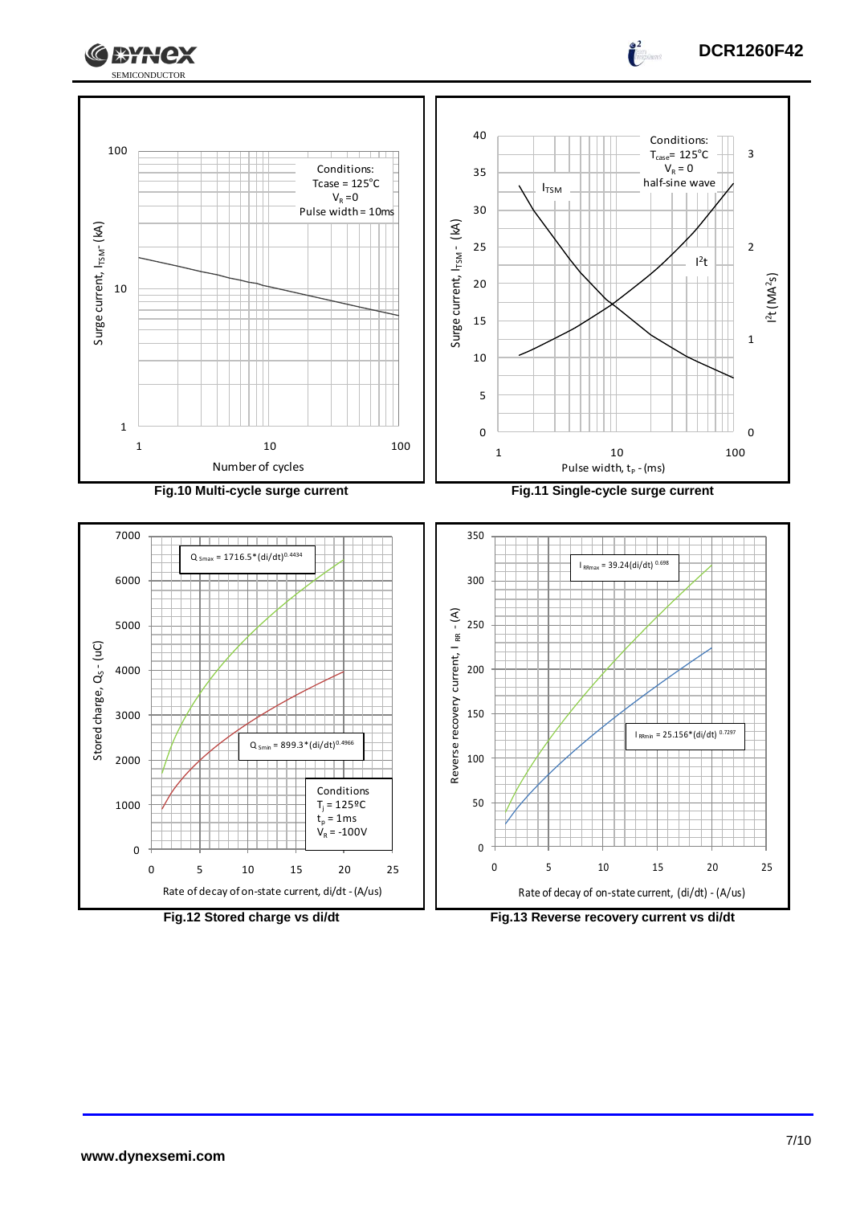Fig.10 Multi-cycle surge current

Fig.11 Single-cycle surge current

Fig.12 Stored charge vs di/dt

Fig.13 Reverse recovery current vs di/dt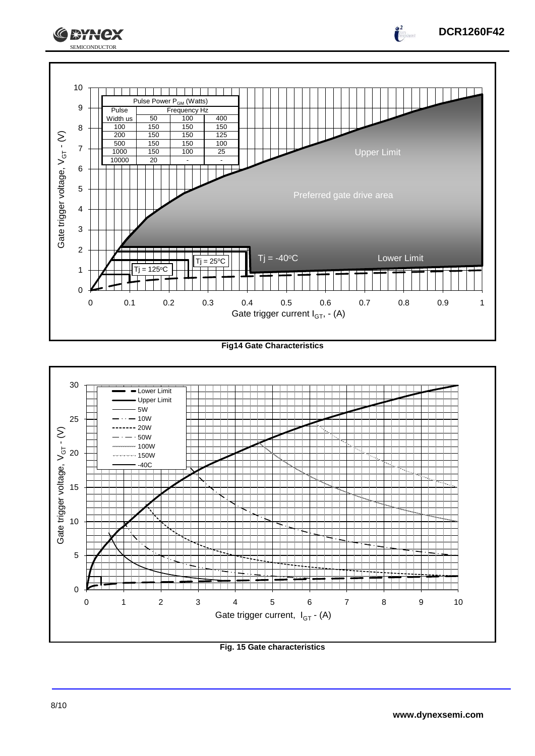| Pulse Power $P_{GM}$ (Watts) | | | |
|---|---|---|---|
| Pulse Width us | Frequency Hz | | |
| | 50 | 100 | 400 |
| 100 | 150 | 150 | 150 |
| 200 | 150 | 150 | 125 |
| 500 | 150 | 150 | 100 |
| 1000 | 150 | 100 | 25 |
| 10000 | 20 | - | - |

Upper Limit

Preferred gate drive area

Lower Limit

$T_j$ = -40°C

$T_j$ = 25°C

$T_j$ = 125°C

Gate trigger voltage, $V_{GT}$ - (V)

Gate trigger current $I_{GT}$, - (A)

**Fig14 Gate Characteristics**

Lower Limit
Upper Limit
5W
10W
20W
50W
100W
150W
-40C

Gate trigger voltage, $V_{GT}$ - (V)

Gate trigger current, $I_{GT}$ - (A)

**Fig. 15 Gate characteristics**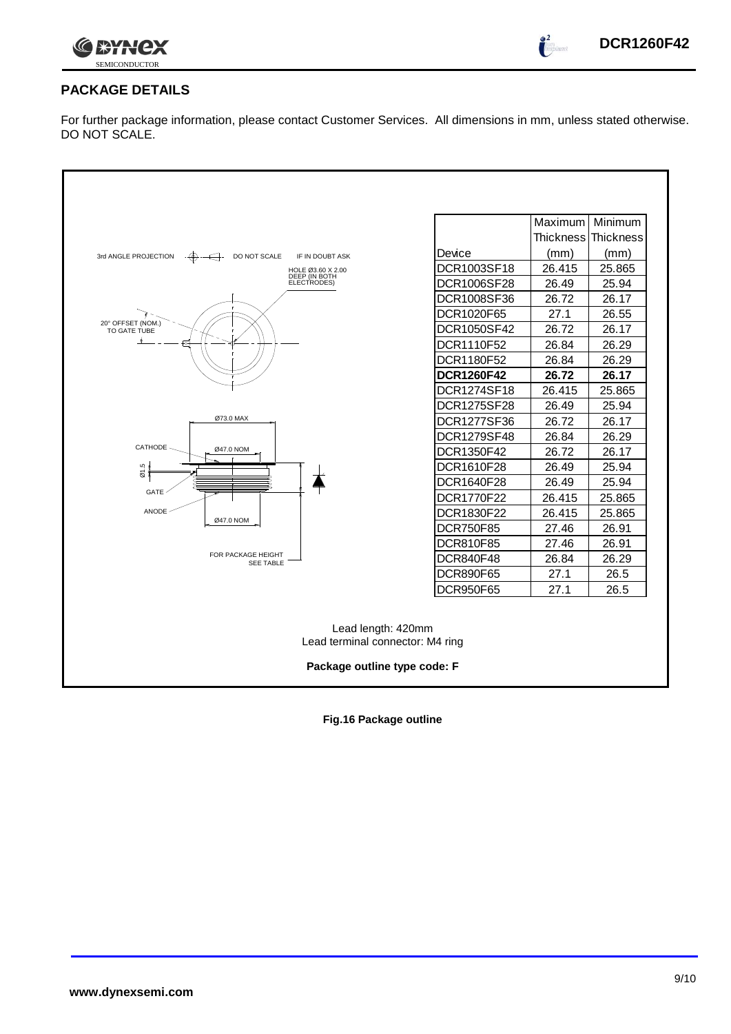## PACKAGE DETAILS

For further package information, please contact Customer Services. All dimensions in mm, unless stated otherwise. DO NOT SCALE.

3rd ANGLE PROJECTION DO NOT SCALE IF IN DOUBT ASK

HOLE Ø3.60 X 2.00 DEEP (IN BOTH ELECTRODES)

20° OFFSET (NOM.) TO GATE TUBE

Ø73.0 MAX

CATHODE

Ø47.0 NOM

Ø1.5

GATE

ANODE

Ø47.0 NOM

FOR PACKAGE HEIGHT SEE TABLE

| Device | Maximum Thickness (mm) | Minimum Thickness (mm) |
|---|---|---|
| DCR1003SF18 | 26.415 | 25.865 |
| DCR1006SF28 | 26.49 | 25.94 |
| DCR1008SF36 | 26.72 | 26.17 |
| DCR1020F65 | 27.1 | 26.55 |
| DCR1050SF42 | 26.72 | 26.17 |
| DCR1110F52 | 26.84 | 26.29 |
| DCR1180F52 | 26.84 | 26.29 |
| **DCR1260F42** | **26.72** | **26.17** |
| DCR1274SF18 | 26.415 | 25.865 |
| DCR1275SF28 | 26.49 | 25.94 |
| DCR1277SF36 | 26.72 | 26.17 |
| DCR1279SF48 | 26.84 | 26.29 |
| DCR1350F42 | 26.72 | 26.17 |
| DCR1610F28 | 26.49 | 25.94 |
| DCR1640F28 | 26.49 | 25.94 |
| DCR1770F22 | 26.415 | 25.865 |
| DCR1830F22 | 26.415 | 25.865 |
| DCR750F85 | 27.46 | 26.91 |
| DCR810F85 | 27.46 | 26.91 |
| DCR840F48 | 26.84 | 26.29 |
| DCR890F65 | 27.1 | 26.5 |
| DCR950F65 | 27.1 | 26.5 |

Lead length: 420mm
Lead terminal connector: M4 ring

**Package outline type code: F**

**Fig.16 Package outline**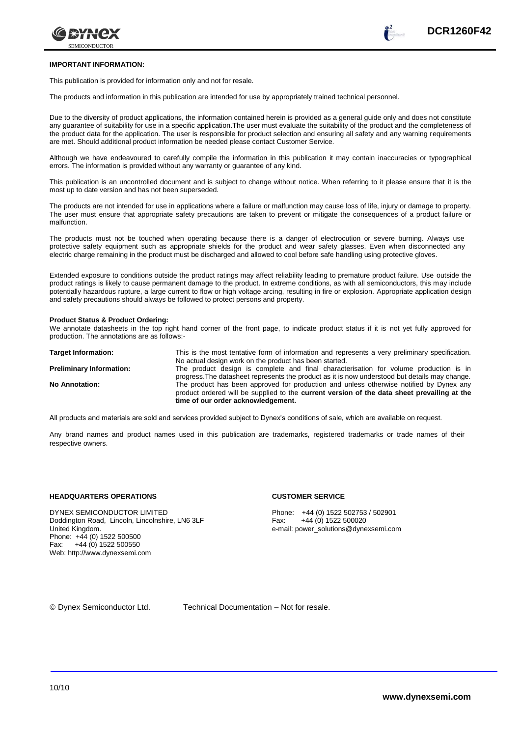**IMPORTANT INFORMATION:**

This publication is provided for information only and not for resale.

The products and information in this publication are intended for use by appropriately trained technical personnel.

Due to the diversity of product applications, the information contained herein is provided as a general guide only and does not constitute any guarantee of suitability for use in a specific application.The user must evaluate the suitability of the product and the completeness of the product data for the application. The user is responsible for product selection and ensuring all safety and any warning requirements are met. Should additional product information be needed please contact Customer Service.

Although we have endeavoured to carefully compile the information in this publication it may contain inaccuracies or typographical errors. The information is provided without any warranty or guarantee of any kind.

This publication is an uncontrolled document and is subject to change without notice. When referring to it please ensure that it is the most up to date version and has not been superseded.

The products are not intended for use in applications where a failure or malfunction may cause loss of life, injury or damage to property. The user must ensure that appropriate safety precautions are taken to prevent or mitigate the consequences of a product failure or malfunction.

The products must not be touched when operating because there is a danger of electrocution or severe burning. Always use protective safety equipment such as appropriate shields for the product and wear safety glasses. Even when disconnected any electric charge remaining in the product must be discharged and allowed to cool before safe handling using protective gloves.

Extended exposure to conditions outside the product ratings may affect reliability leading to premature product failure. Use outside the product ratings is likely to cause permanent damage to the product. In extreme conditions, as with all semiconductors, this may include potentially hazardous rupture, a large current to flow or high voltage arcing, resulting in fire or explosion. Appropriate application design and safety precautions should always be followed to protect persons and property.

**Product Status & Product Ordering:**

We annotate datasheets in the top right hand corner of the front page, to indicate product status if it is not yet fully approved for production. The annotations are as follows:-

| | |
|---|---|
| **Target Information:** | This is the most tentative form of information and represents a very preliminary specification. No actual design work on the product has been started. |
| **Preliminary Information:** | The product design is complete and final characterisation for volume production is in progress.The datasheet represents the product as it is now understood but details may change. |
| **No Annotation:** | The product has been approved for production and unless otherwise notified by Dynex any product ordered will be supplied to the **current version of the data sheet prevailing at the time of our order acknowledgement.** |

All products and materials are sold and services provided subject to Dynex's conditions of sale, which are available on request.

Any brand names and product names used in this publication are trademarks, registered trademarks or trade names of their respective owners.

**HEADQUARTERS OPERATIONS**

DYNEX SEMICONDUCTOR LIMITED
Doddington Road, Lincoln, Lincolnshire, LN6 3LF
United Kingdom.
Phone: +44 (0) 1522 500500
Fax: +44 (0) 1522 500550
Web: http://www.dynexsemi.com

**CUSTOMER SERVICE**

Phone: +44 (0) 1522 502753 / 502901
Fax: +44 (0) 1522 500020
e-mail: power_solutions@dynexsemi.com

© Dynex Semiconductor Ltd. Technical Documentation – Not for resale.